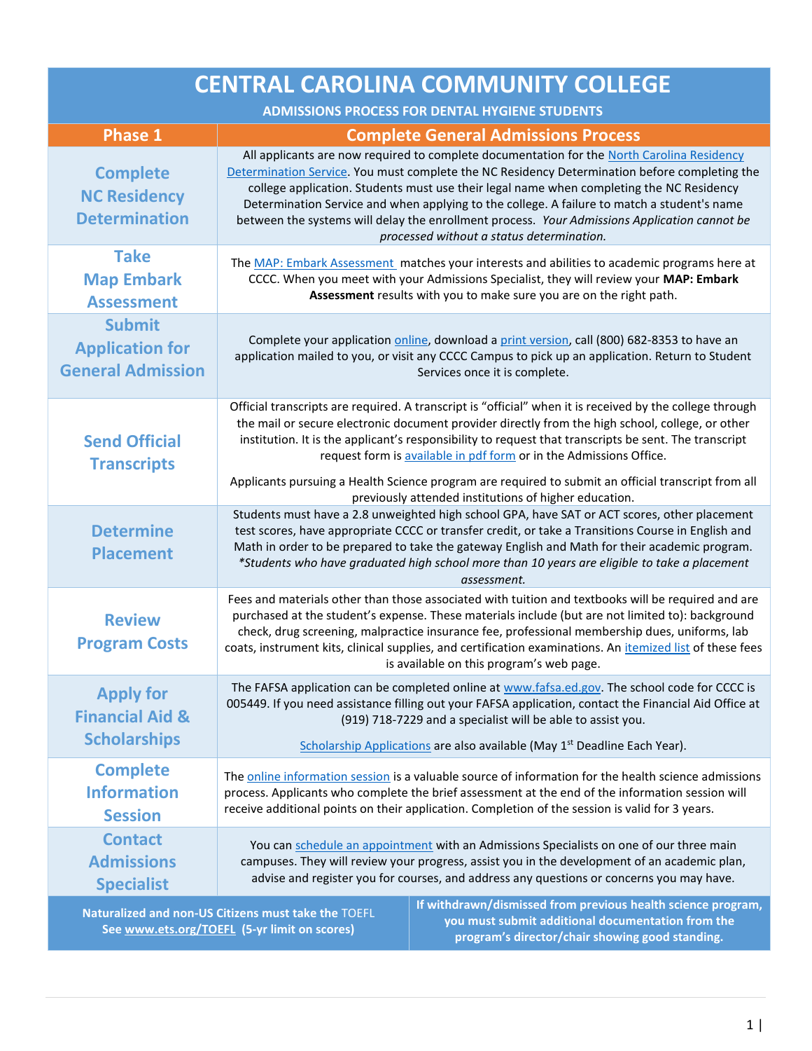# CENTRAL CAROLINA COMMUNITY COLLEGE

## ADMISSIONS PROCESS FOR DENTAL HYGIENE STUDENTS

| Phase 1 | Complete General Admissions Process |
|---|---|
| **Complete NC Residency Determination** | All applicants are now required to complete documentation for the North Carolina Residency Determination Service. You must complete the NC Residency Determination before completing the college application. Students must use their legal name when completing the NC Residency Determination Service and when applying to the college. A failure to match a student's name between the systems will delay the enrollment process. *Your Admissions Application cannot be processed without a status determination.* |
| **Take Map Embark Assessment** | The MAP: Embark Assessment matches your interests and abilities to academic programs here at CCCC. When you meet with your Admissions Specialist, they will review your **MAP: Embark Assessment** results with you to make sure you are on the right path. |
| **Submit Application for General Admission** | Complete your application online, download a print version, call (800) 682-8353 to have an application mailed to you, or visit any CCCC Campus to pick up an application. Return to Student Services once it is complete. |
| **Send Official Transcripts** | Official transcripts are required. A transcript is "official" when it is received by the college through the mail or secure electronic document provider directly from the high school, college, or other institution. It is the applicant's responsibility to request that transcripts be sent. The transcript request form is available in pdf form or in the Admissions Office.<br><br>Applicants pursuing a Health Science program are required to submit an official transcript from all previously attended institutions of higher education. |
| **Determine Placement** | Students must have a 2.8 unweighted high school GPA, have SAT or ACT scores, other placement test scores, have appropriate CCCC or transfer credit, or take a Transitions Course in English and Math in order to be prepared to take the gateway English and Math for their academic program. *\*Students who have graduated high school more than 10 years are eligible to take a placement assessment.* |
| **Review Program Costs** | Fees and materials other than those associated with tuition and textbooks will be required and are purchased at the student's expense. These materials include (but are not limited to): background check, drug screening, malpractice insurance fee, professional membership dues, uniforms, lab coats, instrument kits, clinical supplies, and certification examinations. An itemized list of these fees is available on this program's web page. |
| **Apply for Financial Aid & Scholarships** | The FAFSA application can be completed online at www.fafsa.ed.gov. The school code for CCCC is 005449. If you need assistance filling out your FAFSA application, contact the Financial Aid Office at (919) 718-7229 and a specialist will be able to assist you.<br><br>Scholarship Applications are also available (May 1st Deadline Each Year). |
| **Complete Information Session** | The online information session is a valuable source of information for the health science admissions process. Applicants who complete the brief assessment at the end of the information session will receive additional points on their application. Completion of the session is valid for 3 years. |
| **Contact Admissions Specialist** | You can schedule an appointment with an Admissions Specialists on one of our three main campuses. They will review your progress, assist you in the development of an academic plan, advise and register you for courses, and address any questions or concerns you may have. |

**Naturalized and non-US Citizens must take the TOEFL See www.ets.org/TOEFL (5-yr limit on scores)**

**If withdrawn/dismissed from previous health science program, you must submit additional documentation from the program's director/chair showing good standing.**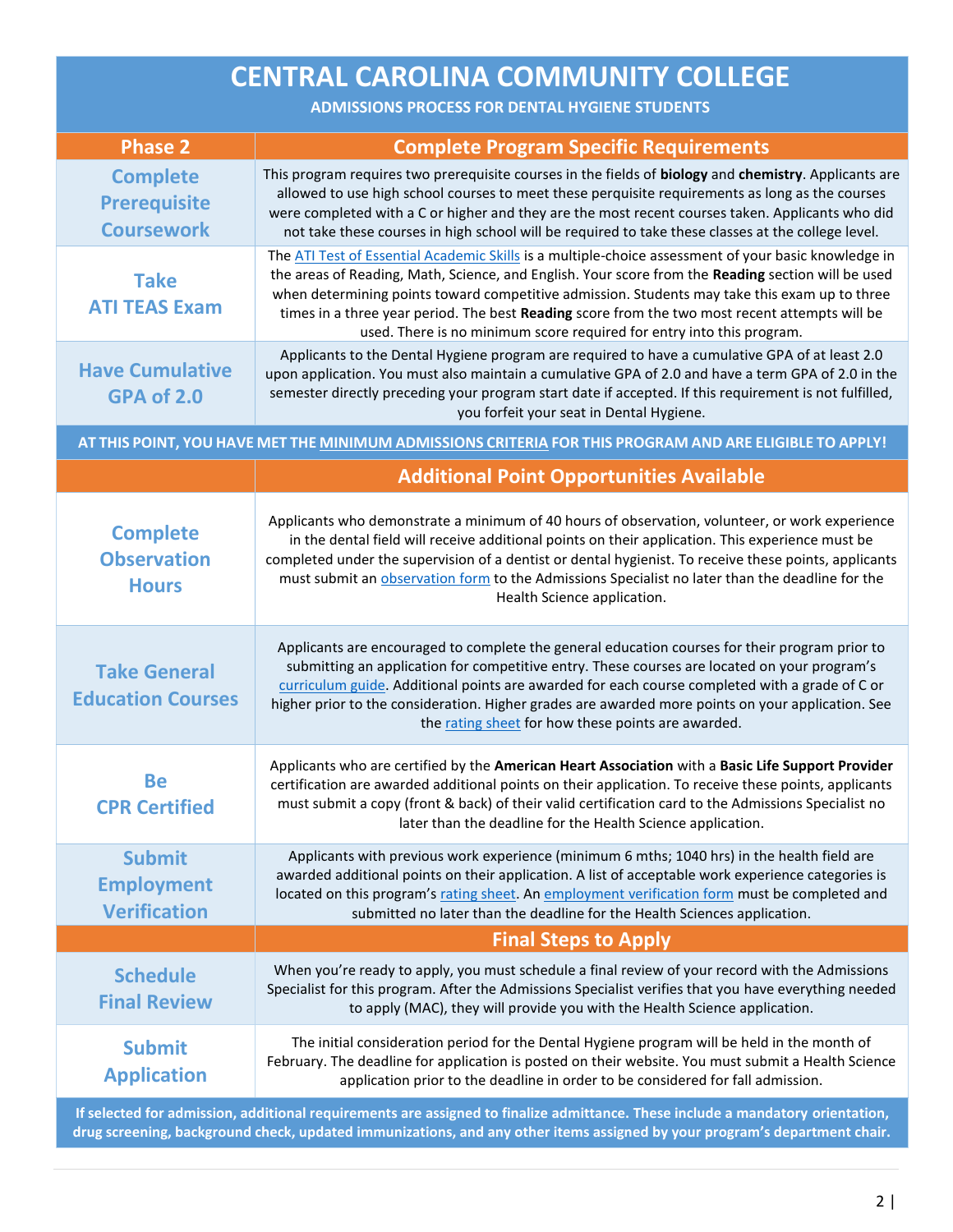# CENTRAL CAROLINA COMMUNITY COLLEGE

**ADMISSIONS PROCESS FOR DENTAL HYGIENE STUDENTS**

| Phase 2 | Complete Program Specific Requirements |
|---|---|
| **Complete Prerequisite Coursework** | This program requires two prerequisite courses in the fields of **biology** and **chemistry**. Applicants are allowed to use high school courses to meet these perquisite requirements as long as the courses were completed with a C or higher and they are the most recent courses taken. Applicants who did not take these courses in high school will be required to take these classes at the college level. |
| **Take ATI TEAS Exam** | The ATI Test of Essential Academic Skills is a multiple-choice assessment of your basic knowledge in the areas of Reading, Math, Science, and English. Your score from the **Reading** section will be used when determining points toward competitive admission. Students may take this exam up to three times in a three year period. The best **Reading** score from the two most recent attempts will be used. There is no minimum score required for entry into this program. |
| **Have Cumulative GPA of 2.0** | Applicants to the Dental Hygiene program are required to have a cumulative GPA of at least 2.0 upon application. You must also maintain a cumulative GPA of 2.0 and have a term GPA of 2.0 in the semester directly preceding your program start date if accepted. If this requirement is not fulfilled, you forfeit your seat in Dental Hygiene. |

**AT THIS POINT, YOU HAVE MET THE MINIMUM ADMISSIONS CRITERIA FOR THIS PROGRAM AND ARE ELIGIBLE TO APPLY!**

| | Additional Point Opportunities Available |
|---|---|
| **Complete Observation Hours** | Applicants who demonstrate a minimum of 40 hours of observation, volunteer, or work experience in the dental field will receive additional points on their application. This experience must be completed under the supervision of a dentist or dental hygienist. To receive these points, applicants must submit an observation form to the Admissions Specialist no later than the deadline for the Health Science application. |
| **Take General Education Courses** | Applicants are encouraged to complete the general education courses for their program prior to submitting an application for competitive entry. These courses are located on your program's curriculum guide. Additional points are awarded for each course completed with a grade of C or higher prior to the consideration. Higher grades are awarded more points on your application. See the rating sheet for how these points are awarded. |
| **Be CPR Certified** | Applicants who are certified by the **American Heart Association** with a **Basic Life Support Provider** certification are awarded additional points on their application. To receive these points, applicants must submit a copy (front & back) of their valid certification card to the Admissions Specialist no later than the deadline for the Health Science application. |
| **Submit Employment Verification** | Applicants with previous work experience (minimum 6 mths; 1040 hrs) in the health field are awarded additional points on their application. A list of acceptable work experience categories is located on this program's rating sheet. An employment verification form must be completed and submitted no later than the deadline for the Health Sciences application. |

| | Final Steps to Apply |
|---|---|
| **Schedule Final Review** | When you're ready to apply, you must schedule a final review of your record with the Admissions Specialist for this program. After the Admissions Specialist verifies that you have everything needed to apply (MAC), they will provide you with the Health Science application. |
| **Submit Application** | The initial consideration period for the Dental Hygiene program will be held in the month of February. The deadline for application is posted on their website. You must submit a Health Science application prior to the deadline in order to be considered for fall admission. |

**If selected for admission, additional requirements are assigned to finalize admittance. These include a mandatory orientation, drug screening, background check, updated immunizations, and any other items assigned by your program's department chair.**